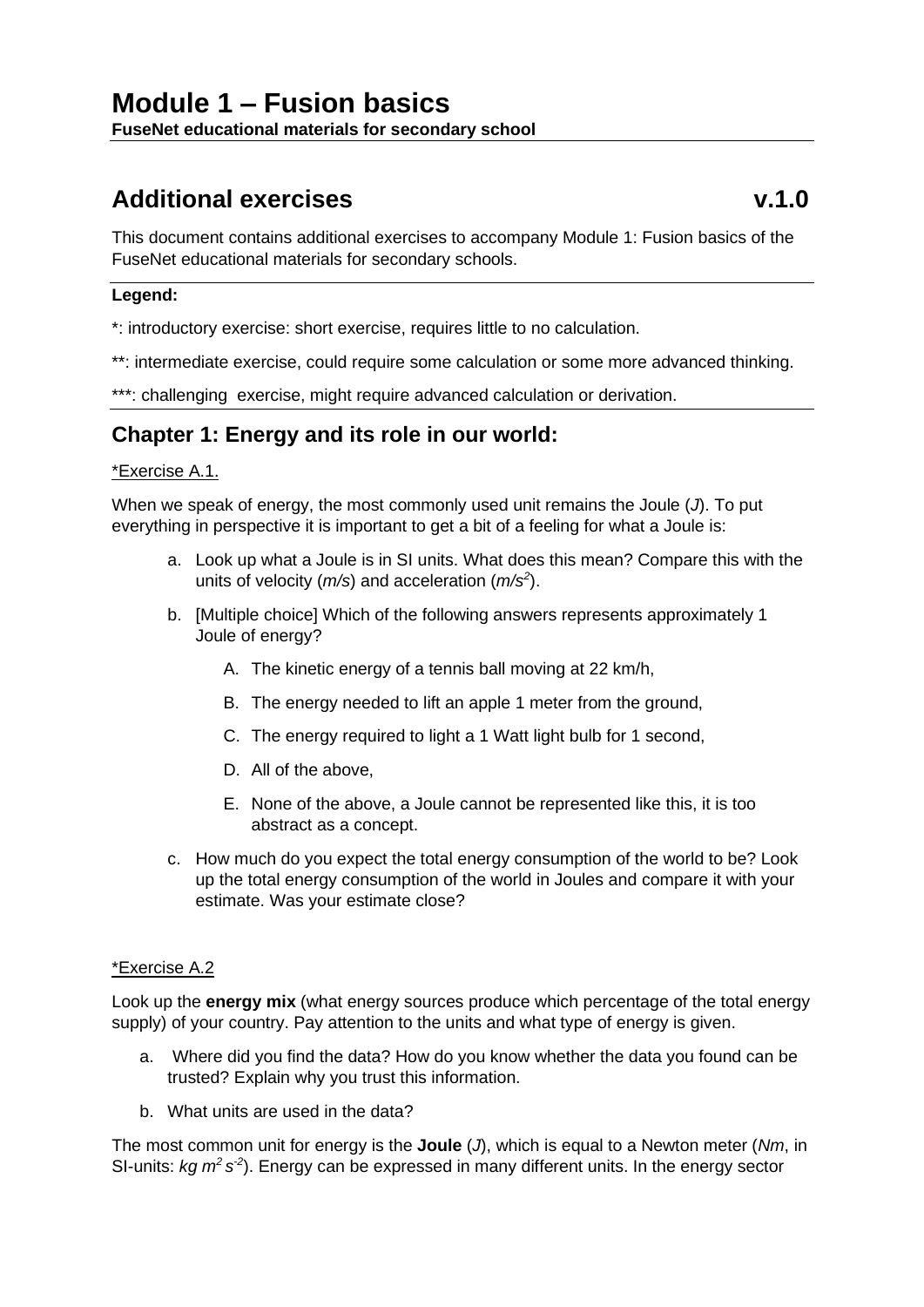# Module 1 – Fusion basics

**FuseNet educational materials for secondary school**

## Additional exercises v.1.0

This document contains additional exercises to accompany Module 1: Fusion basics of the FuseNet educational materials for secondary schools.

**Legend:**

*: introductory exercise: short exercise, requires little to no calculation.

**: intermediate exercise, could require some calculation or some more advanced thinking.

***: challenging exercise, might require advanced calculation or derivation.

## Chapter 1: Energy and its role in our world:

*Exercise A.1.

When we speak of energy, the most commonly used unit remains the Joule (*J*). To put everything in perspective it is important to get a bit of a feeling for what a Joule is:

a. Look up what a Joule is in SI units. What does this mean? Compare this with the units of velocity (*m/s*) and acceleration ($m/s^2$).

b. [Multiple choice] Which of the following answers represents approximately 1 Joule of energy?

   A. The kinetic energy of a tennis ball moving at 22 km/h,

   B. The energy needed to lift an apple 1 meter from the ground,

   C. The energy required to light a 1 Watt light bulb for 1 second,

   D. All of the above,

   E. None of the above, a Joule cannot be represented like this, it is too abstract as a concept.

c. How much do you expect the total energy consumption of the world to be? Look up the total energy consumption of the world in Joules and compare it with your estimate. Was your estimate close?

*Exercise A.2

Look up the **energy mix** (what energy sources produce which percentage of the total energy supply) of your country. Pay attention to the units and what type of energy is given.

a. Where did you find the data? How do you know whether the data you found can be trusted? Explain why you trust this information.

b. What units are used in the data?

The most common unit for energy is the **Joule** (*J*), which is equal to a Newton meter (*Nm*, in SI-units: $kg\ m^2\ s^{-2}$). Energy can be expressed in many different units. In the energy sector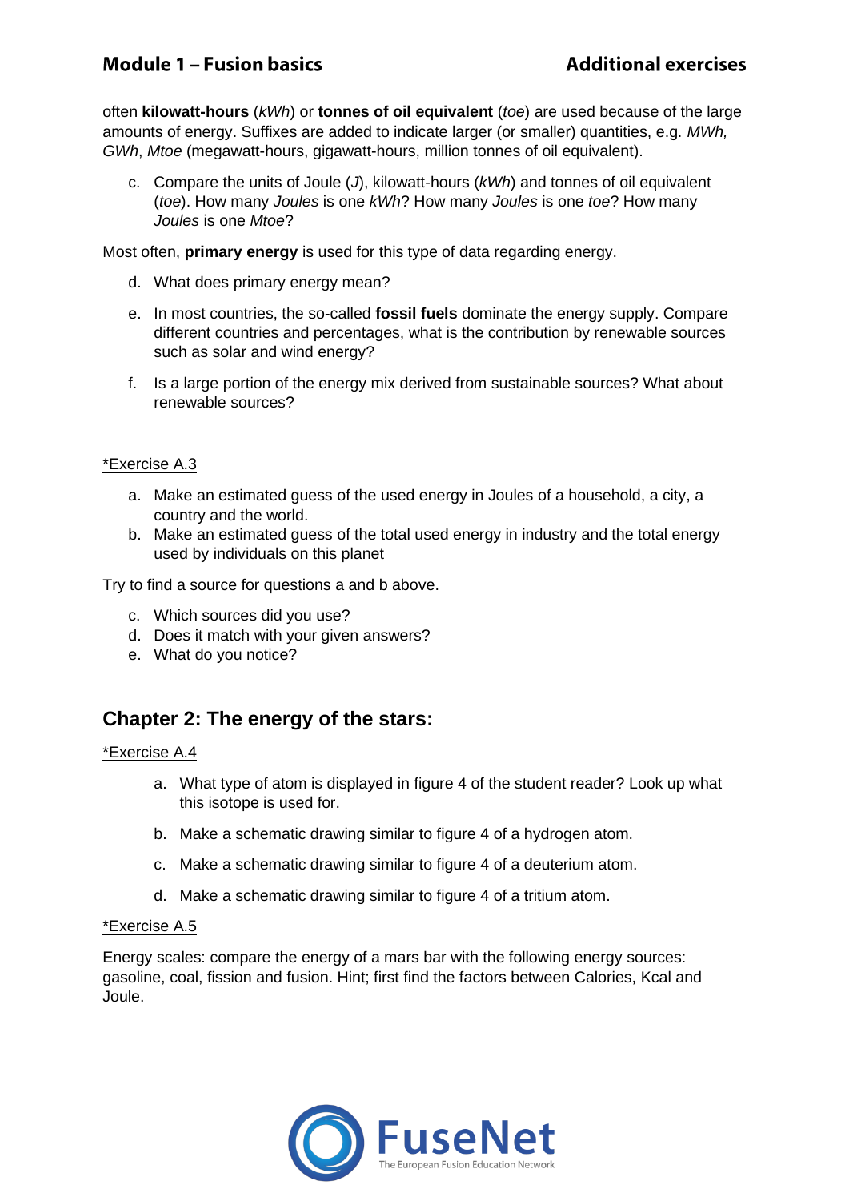often **kilowatt-hours** (*kWh*) or **tonnes of oil equivalent** (*toe*) are used because of the large amounts of energy. Suffixes are added to indicate larger (or smaller) quantities, e.g. *MWh, GWh*, *Mtoe* (megawatt-hours, gigawatt-hours, million tonnes of oil equivalent).

c. Compare the units of Joule (*J*), kilowatt-hours (*kWh*) and tonnes of oil equivalent (*toe*). How many *Joules* is one *kWh*? How many *Joules* is one *toe*? How many *Joules* is one *Mtoe*?

Most often, **primary energy** is used for this type of data regarding energy.

d. What does primary energy mean?

e. In most countries, the so-called **fossil fuels** dominate the energy supply. Compare different countries and percentages, what is the contribution by renewable sources such as solar and wind energy?

f. Is a large portion of the energy mix derived from sustainable sources? What about renewable sources?

<u>*Exercise A.3</u>

a. Make an estimated guess of the used energy in Joules of a household, a city, a country and the world.
b. Make an estimated guess of the total used energy in industry and the total energy used by individuals on this planet

Try to find a source for questions a and b above.

c. Which sources did you use?
d. Does it match with your given answers?
e. What do you notice?

## Chapter 2: The energy of the stars:

<u>*Exercise A.4</u>

a. What type of atom is displayed in figure 4 of the student reader? Look up what this isotope is used for.

b. Make a schematic drawing similar to figure 4 of a hydrogen atom.

c. Make a schematic drawing similar to figure 4 of a deuterium atom.

d. Make a schematic drawing similar to figure 4 of a tritium atom.

<u>*Exercise A.5</u>

Energy scales: compare the energy of a mars bar with the following energy sources: gasoline, coal, fission and fusion. Hint; first find the factors between Calories, Kcal and Joule.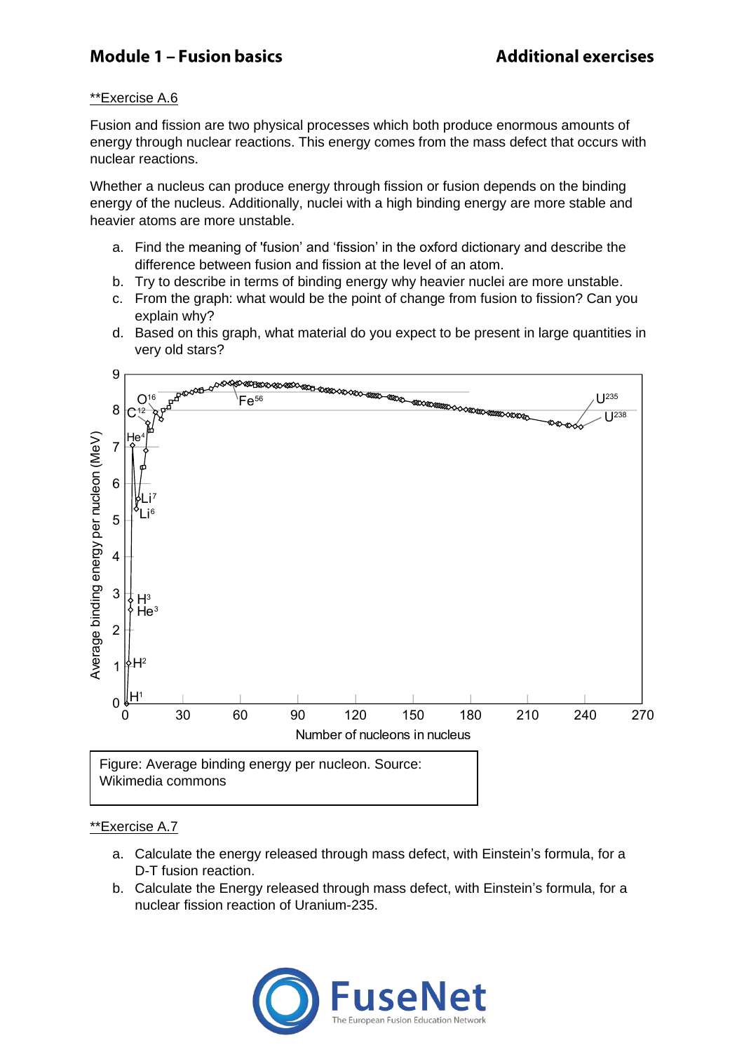**Exercise A.6

Fusion and fission are two physical processes which both produce enormous amounts of energy through nuclear reactions. This energy comes from the mass defect that occurs with nuclear reactions.

Whether a nucleus can produce energy through fission or fusion depends on the binding energy of the nucleus. Additionally, nuclei with a high binding energy are more stable and heavier atoms are more unstable.

a. Find the meaning of 'fusion' and 'fission' in the oxford dictionary and describe the difference between fusion and fission at the level of an atom.
b. Try to describe in terms of binding energy why heavier nuclei are more unstable.
c. From the graph: what would be the point of change from fusion to fission? Can you explain why?
d. Based on this graph, what material do you expect to be present in large quantities in very old stars?

Figure: Average binding energy per nucleon. Source: Wikimedia commons

**Exercise A.7

a. Calculate the energy released through mass defect, with Einstein's formula, for a D-T fusion reaction.
b. Calculate the Energy released through mass defect, with Einstein's formula, for a nuclear fission reaction of Uranium-235.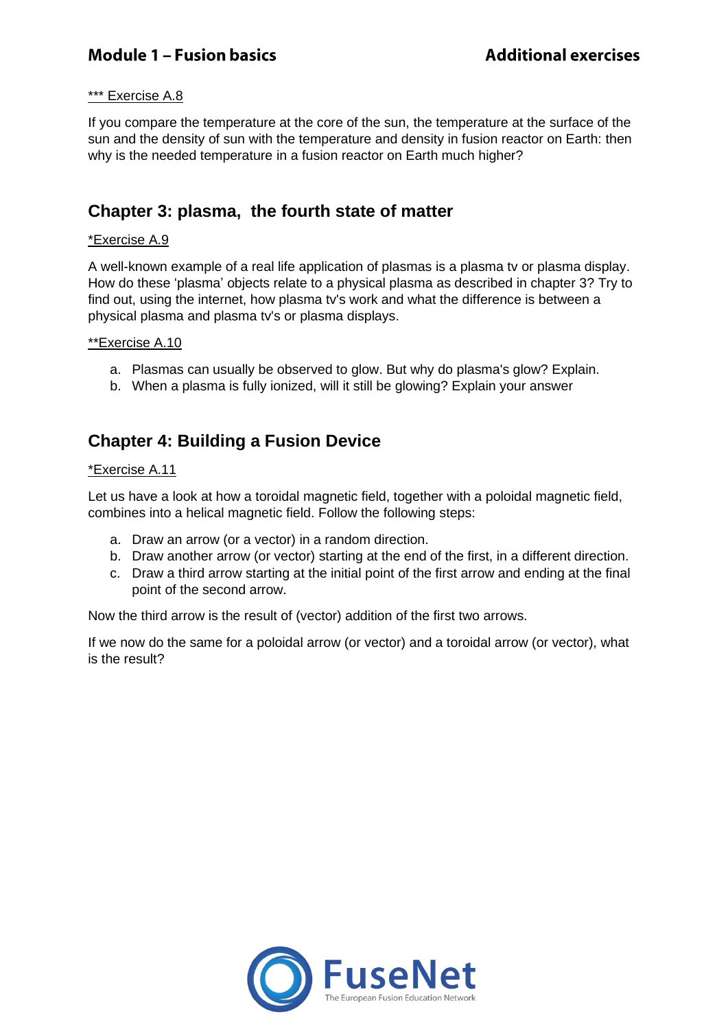*** Exercise A.8

If you compare the temperature at the core of the sun, the temperature at the surface of the sun and the density of sun with the temperature and density in fusion reactor on Earth: then why is the needed temperature in a fusion reactor on Earth much higher?

## Chapter 3: plasma, the fourth state of matter

*Exercise A.9

A well-known example of a real life application of plasmas is a plasma tv or plasma display. How do these 'plasma' objects relate to a physical plasma as described in chapter 3? Try to find out, using the internet, how plasma tv's work and what the difference is between a physical plasma and plasma tv's or plasma displays.

**Exercise A.10

a. Plasmas can usually be observed to glow. But why do plasma's glow? Explain.
b. When a plasma is fully ionized, will it still be glowing? Explain your answer

## Chapter 4: Building a Fusion Device

*Exercise A.11

Let us have a look at how a toroidal magnetic field, together with a poloidal magnetic field, combines into a helical magnetic field. Follow the following steps:

a. Draw an arrow (or a vector) in a random direction.
b. Draw another arrow (or vector) starting at the end of the first, in a different direction.
c. Draw a third arrow starting at the initial point of the first arrow and ending at the final point of the second arrow.

Now the third arrow is the result of (vector) addition of the first two arrows.

If we now do the same for a poloidal arrow (or vector) and a toroidal arrow (or vector), what is the result?